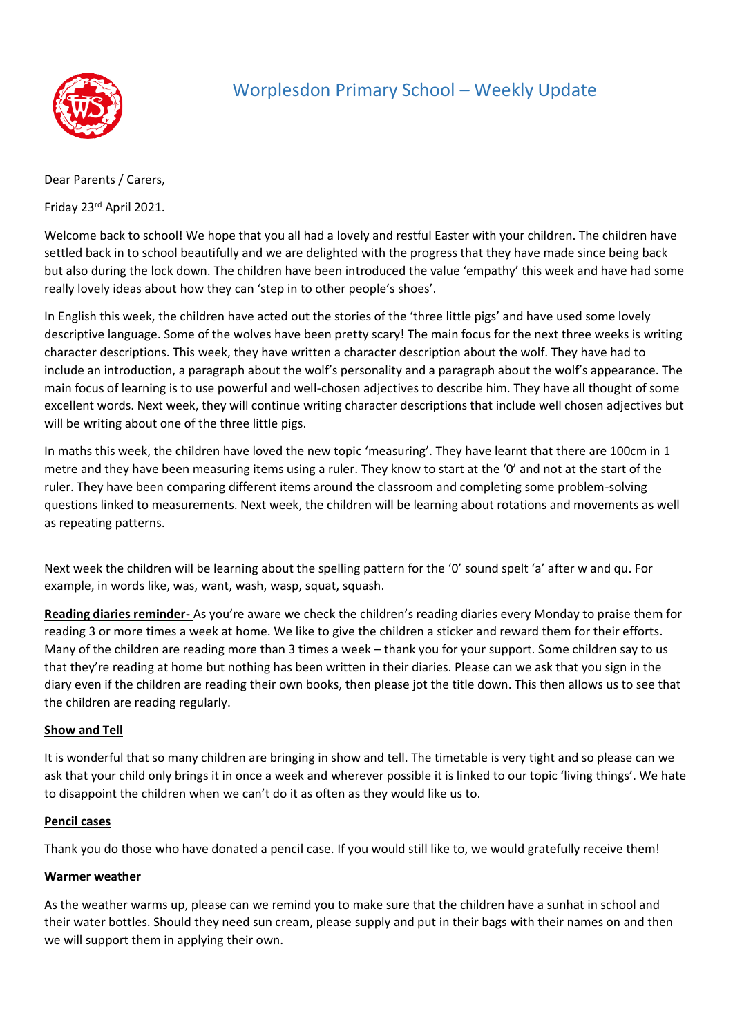# Worplesdon Primary School – Weekly Update

Dear Parents / Carers,

Friday 23rd April 2021.

Welcome back to school! We hope that you all had a lovely and restful Easter with your children. The children have settled back in to school beautifully and we are delighted with the progress that they have made since being back but also during the lock down. The children have been introduced the value 'empathy' this week and have had some really lovely ideas about how they can 'step in to other people's shoes'.

In English this week, the children have acted out the stories of the 'three little pigs' and have used some lovely descriptive language. Some of the wolves have been pretty scary! The main focus for the next three weeks is writing character descriptions. This week, they have written a character description about the wolf. They have had to include an introduction, a paragraph about the wolf's personality and a paragraph about the wolf's appearance. The main focus of learning is to use powerful and well-chosen adjectives to describe him. They have all thought of some excellent words. Next week, they will continue writing character descriptions that include well chosen adjectives but will be writing about one of the three little pigs.

In maths this week, the children have loved the new topic 'measuring'. They have learnt that there are 100cm in 1 metre and they have been measuring items using a ruler. They know to start at the '0' and not at the start of the ruler. They have been comparing different items around the classroom and completing some problem-solving questions linked to measurements. Next week, the children will be learning about rotations and movements as well as repeating patterns.

Next week the children will be learning about the spelling pattern for the '0' sound spelt 'a' after w and qu. For example, in words like, was, want, wash, wasp, squat, squash.

**Reading diaries reminder-** As you're aware we check the children's reading diaries every Monday to praise them for reading 3 or more times a week at home. We like to give the children a sticker and reward them for their efforts. Many of the children are reading more than 3 times a week – thank you for your support. Some children say to us that they're reading at home but nothing has been written in their diaries. Please can we ask that you sign in the diary even if the children are reading their own books, then please jot the title down. This then allows us to see that the children are reading regularly.

**Show and Tell**

It is wonderful that so many children are bringing in show and tell. The timetable is very tight and so please can we ask that your child only brings it in once a week and wherever possible it is linked to our topic 'living things'. We hate to disappoint the children when we can't do it as often as they would like us to.

**Pencil cases**

Thank you do those who have donated a pencil case. If you would still like to, we would gratefully receive them!

**Warmer weather**

As the weather warms up, please can we remind you to make sure that the children have a sunhat in school and their water bottles. Should they need sun cream, please supply and put in their bags with their names on and then we will support them in applying their own.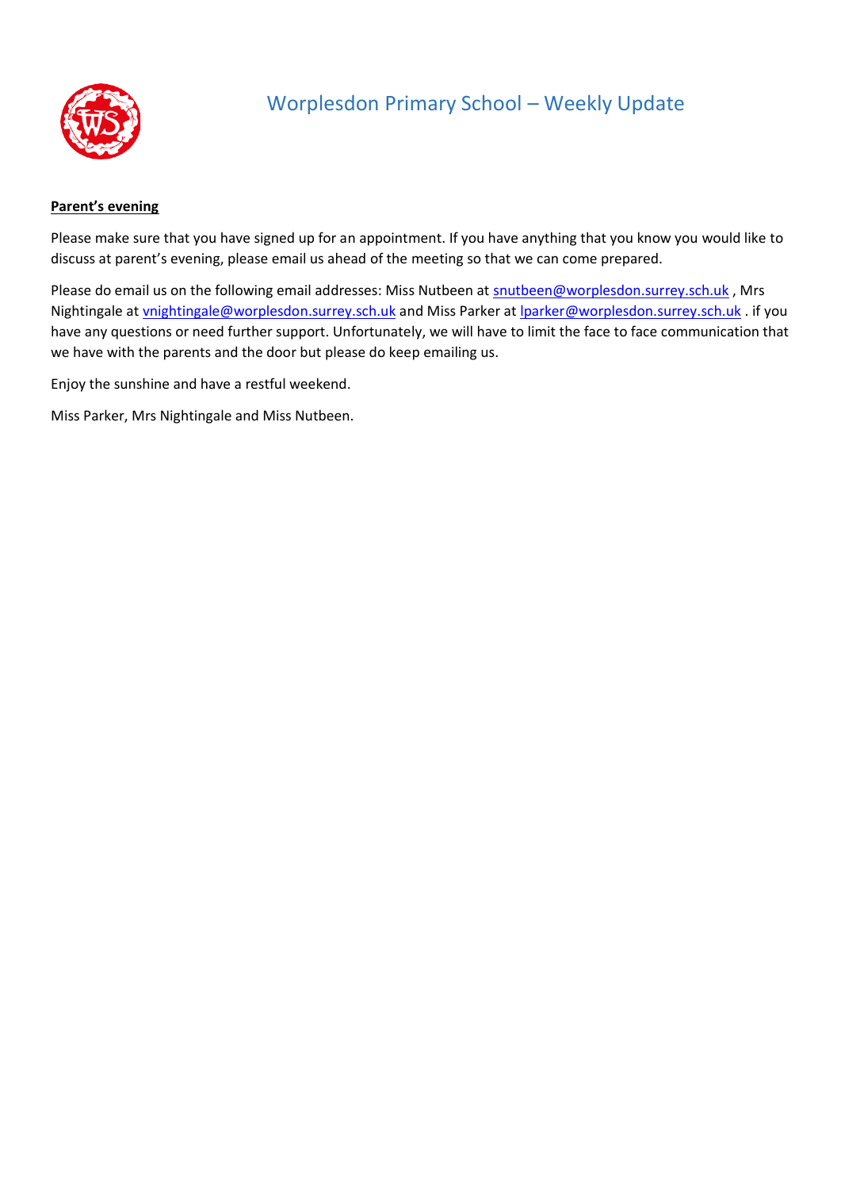## Worplesdon Primary School – Weekly Update

**Parent's evening**

Please make sure that you have signed up for an appointment. If you have anything that you know you would like to discuss at parent's evening, please email us ahead of the meeting so that we can come prepared.

Please do email us on the following email addresses: Miss Nutbeen at snutbeen@worplesdon.surrey.sch.uk , Mrs Nightingale at vnightingale@worplesdon.surrey.sch.uk and Miss Parker at lparker@worplesdon.surrey.sch.uk . if you have any questions or need further support. Unfortunately, we will have to limit the face to face communication that we have with the parents and the door but please do keep emailing us.

Enjoy the sunshine and have a restful weekend.

Miss Parker, Mrs Nightingale and Miss Nutbeen.